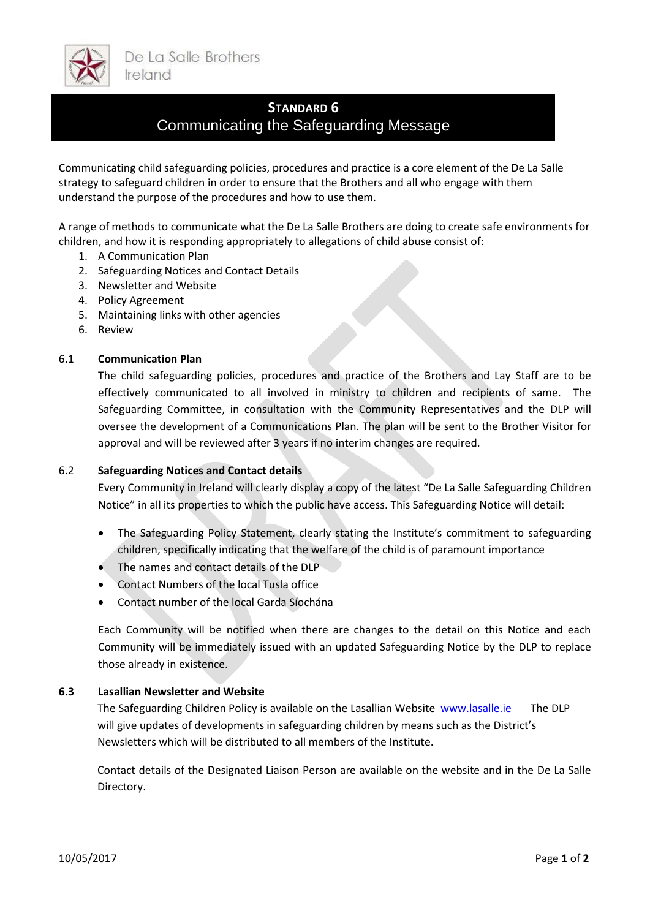De La Salle Brothers Ireland

# STANDARD 6
## Communicating the Safeguarding Message

Communicating child safeguarding policies, procedures and practice is a core element of the De La Salle strategy to safeguard children in order to ensure that the Brothers and all who engage with them understand the purpose of the procedures and how to use them.

A range of methods to communicate what the De La Salle Brothers are doing to create safe environments for children, and how it is responding appropriately to allegations of child abuse consist of:

1. A Communication Plan
2. Safeguarding Notices and Contact Details
3. Newsletter and Website
4. Policy Agreement
5. Maintaining links with other agencies
6. Review

### 6.1 Communication Plan

The child safeguarding policies, procedures and practice of the Brothers and Lay Staff are to be effectively communicated to all involved in ministry to children and recipients of same. The Safeguarding Committee, in consultation with the Community Representatives and the DLP will oversee the development of a Communications Plan. The plan will be sent to the Brother Visitor for approval and will be reviewed after 3 years if no interim changes are required.

### 6.2 Safeguarding Notices and Contact details

Every Community in Ireland will clearly display a copy of the latest "De La Salle Safeguarding Children Notice" in all its properties to which the public have access. This Safeguarding Notice will detail:

- The Safeguarding Policy Statement, clearly stating the Institute's commitment to safeguarding children, specifically indicating that the welfare of the child is of paramount importance
- The names and contact details of the DLP
- Contact Numbers of the local Tusla office
- Contact number of the local Garda Síochána

Each Community will be notified when there are changes to the detail on this Notice and each Community will be immediately issued with an updated Safeguarding Notice by the DLP to replace those already in existence.

### 6.3 Lasallian Newsletter and Website

The Safeguarding Children Policy is available on the Lasallian Website [www.lasalle.ie](http://www.lasalle.ie) The DLP will give updates of developments in safeguarding children by means such as the District's Newsletters which will be distributed to all members of the Institute.

Contact details of the Designated Liaison Person are available on the website and in the De La Salle Directory.

10/05/2017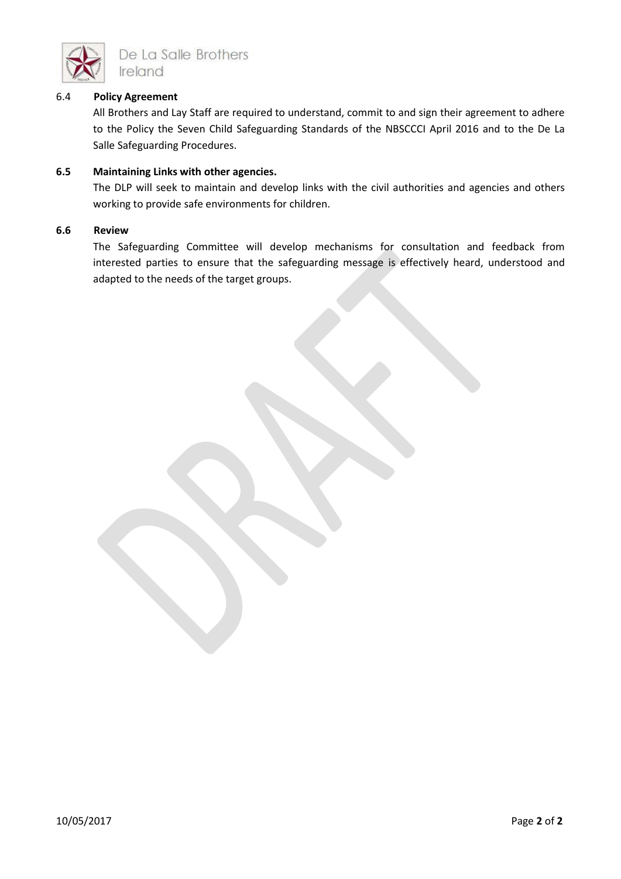### 6.4 **Policy Agreement**

All Brothers and Lay Staff are required to understand, commit to and sign their agreement to adhere to the Policy the Seven Child Safeguarding Standards of the NBSCCCI April 2016 and to the De La Salle Safeguarding Procedures.

### 6.5 **Maintaining Links with other agencies.**

The DLP will seek to maintain and develop links with the civil authorities and agencies and others working to provide safe environments for children.

### 6.6 **Review**

The Safeguarding Committee will develop mechanisms for consultation and feedback from interested parties to ensure that the safeguarding message is effectively heard, understood and adapted to the needs of the target groups.

10/05/2017